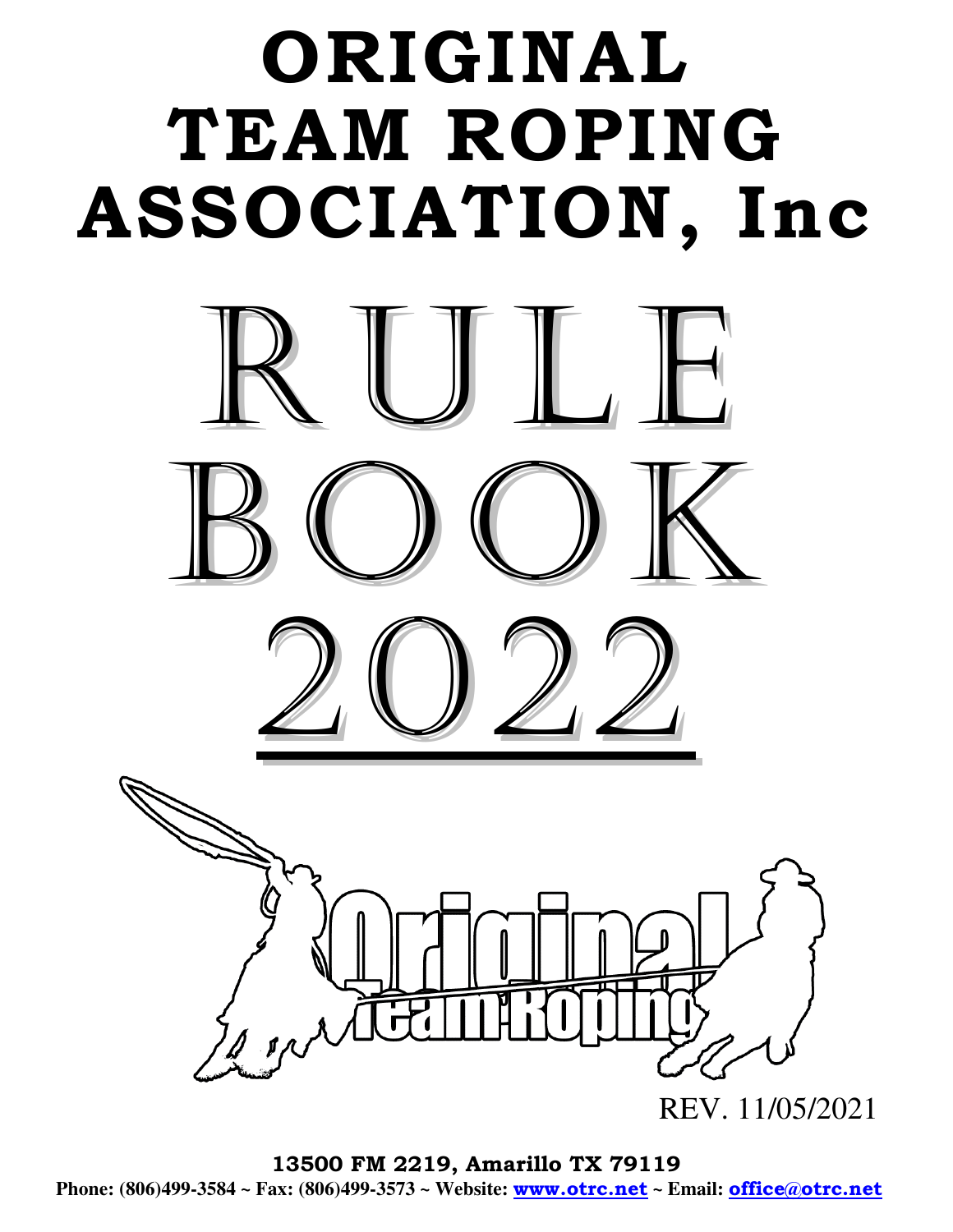# ORIGINAL TEAM ROPING ASSOCIATION, Inc

# RULE BOOK 2022

REV. 11/05/2021

**13500 FM 2219, Amarillo TX 79119**

**Phone: (806)499-3584 ~ Fax: (806)499-3573 ~ Website: www.otrc.net ~ Email: office@otrc.net**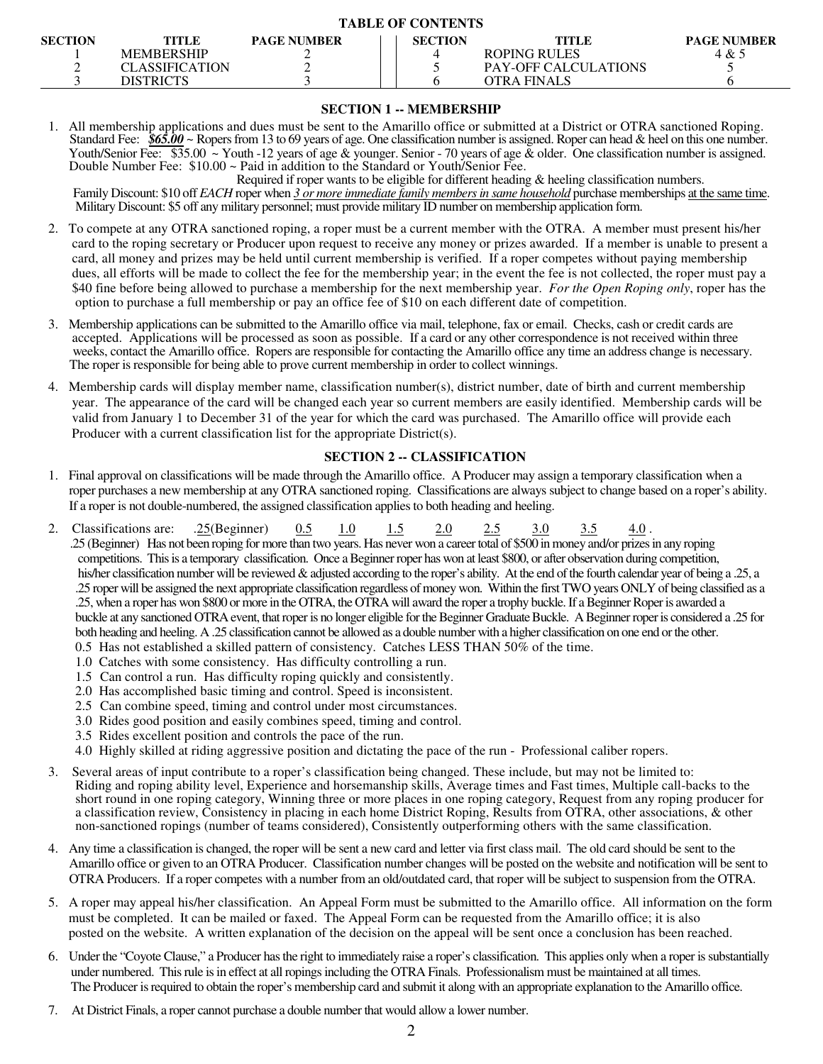## TABLE OF CONTENTS

| SECTION | TITLE | PAGE NUMBER | SECTION | TITLE | PAGE NUMBER |
|---|---|---|---|---|---|
| 1 | MEMBERSHIP | 2 | 4 | ROPING RULES | 4 & 5 |
| 2 | CLASSIFICATION | 2 | 5 | PAY-OFF CALCULATIONS | 5 |
| 3 | DISTRICTS | 3 | 6 | OTRA FINALS | 6 |

## SECTION 1 -- MEMBERSHIP

1. All membership applications and dues must be sent to the Amarillo office or submitted at a District or OTRA sanctioned Roping.
   Standard Fee: ***$65.00*** ~ Ropers from 13 to 69 years of age. One classification number is assigned. Roper can head & heel on this one number.
   Youth/Senior Fee: $35.00 ~ Youth -12 years of age & younger. Senior - 70 years of age & older. One classification number is assigned.
   Double Number Fee: $10.00 ~ Paid in addition to the Standard or Youth/Senior Fee.
   Required if roper wants to be eligible for different heading & heeling classification numbers.
   Family Discount: $10 off *EACH* roper when *3 or more immediate family members in same household* purchase memberships at the same time.
   Military Discount: $5 off any military personnel; must provide military ID number on membership application form.

2. To compete at any OTRA sanctioned roping, a roper must be a current member with the OTRA. A member must present his/her card to the roping secretary or Producer upon request to receive any money or prizes awarded. If a member is unable to present a card, all money and prizes may be held until current membership is verified. If a roper competes without paying membership dues, all efforts will be made to collect the fee for the membership year; in the event the fee is not collected, the roper must pay a $40 fine before being allowed to purchase a membership for the next membership year. *For the Open Roping only*, roper has the option to purchase a full membership or pay an office fee of $10 on each different date of competition.

3. Membership applications can be submitted to the Amarillo office via mail, telephone, fax or email. Checks, cash or credit cards are accepted. Applications will be processed as soon as possible. If a card or any other correspondence is not received within three weeks, contact the Amarillo office. Ropers are responsible for contacting the Amarillo office any time an address change is necessary. The roper is responsible for being able to prove current membership in order to collect winnings.

4. Membership cards will display member name, classification number(s), district number, date of birth and current membership year. The appearance of the card will be changed each year so current members are easily identified. Membership cards will be valid from January 1 to December 31 of the year for which the card was purchased. The Amarillo office will provide each Producer with a current classification list for the appropriate District(s).

## SECTION 2 -- CLASSIFICATION

1. Final approval on classifications will be made through the Amarillo office. A Producer may assign a temporary classification when a roper purchases a new membership at any OTRA sanctioned roping. Classifications are always subject to change based on a roper's ability. If a roper is not double-numbered, the assigned classification applies to both heading and heeling.

2. Classifications are: .25(Beginner) 0.5 1.0 1.5 2.0 2.5 3.0 3.5 4.0 .
   .25 (Beginner) Has not been roping for more than two years. Has never won a career total of $500 in money and/or prizes in any roping competitions. This is a temporary classification. Once a Beginner roper has won at least $800, or after observation during competition, his/her classification number will be reviewed & adjusted according to the roper's ability. At the end of the fourth calendar year of being a .25, a .25 roper will be assigned the next appropriate classification regardless of money won. Within the first TWO years ONLY of being classified as a .25, when a roper has won $800 or more in the OTRA, the OTRA will award the roper a trophy buckle. If a Beginner Roper is awarded a buckle at any sanctioned OTRA event, that roper is no longer eligible for the Beginner Graduate Buckle. A Beginner roper is considered a .25 for both heading and heeling. A .25 classification cannot be allowed as a double number with a higher classification on one end or the other.
   0.5 Has not established a skilled pattern of consistency. Catches LESS THAN 50% of the time.
   1.0 Catches with some consistency. Has difficulty controlling a run.
   1.5 Can control a run. Has difficulty roping quickly and consistently.
   2.0 Has accomplished basic timing and control. Speed is inconsistent.
   2.5 Can combine speed, timing and control under most circumstances.
   3.0 Rides good position and easily combines speed, timing and control.
   3.5 Rides excellent position and controls the pace of the run.
   4.0 Highly skilled at riding aggressive position and dictating the pace of the run - Professional caliber ropers.

3. Several areas of input contribute to a roper's classification being changed. These include, but may not be limited to: Riding and roping ability level, Experience and horsemanship skills, Average times and Fast times, Multiple call-backs to the short round in one roping category, Winning three or more places in one roping category, Request from any roping producer for a classification review, Consistency in placing in each home District Roping, Results from OTRA, other associations, & other non-sanctioned ropings (number of teams considered), Consistently outperforming others with the same classification.

4. Any time a classification is changed, the roper will be sent a new card and letter via first class mail. The old card should be sent to the Amarillo office or given to an OTRA Producer. Classification number changes will be posted on the website and notification will be sent to OTRA Producers. If a roper competes with a number from an old/outdated card, that roper will be subject to suspension from the OTRA.

5. A roper may appeal his/her classification. An Appeal Form must be submitted to the Amarillo office. All information on the form must be completed. It can be mailed or faxed. The Appeal Form can be requested from the Amarillo office; it is also posted on the website. A written explanation of the decision on the appeal will be sent once a conclusion has been reached.

6. Under the "Coyote Clause," a Producer has the right to immediately raise a roper's classification. This applies only when a roper is substantially under numbered. This rule is in effect at all ropings including the OTRA Finals. Professionalism must be maintained at all times. The Producer is required to obtain the roper's membership card and submit it along with an appropriate explanation to the Amarillo office.

7. At District Finals, a roper cannot purchase a double number that would allow a lower number.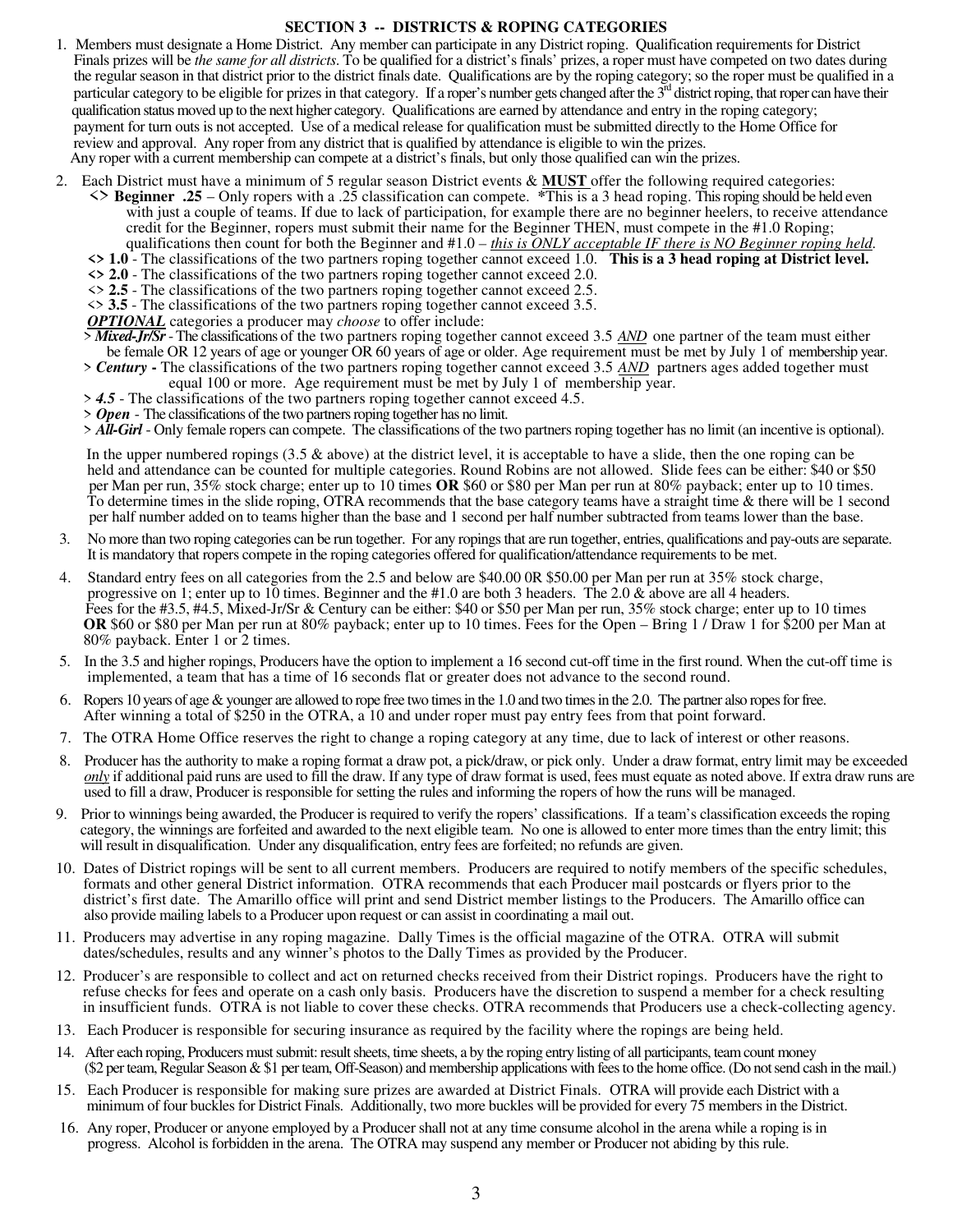## SECTION 3 -- DISTRICTS & ROPING CATEGORIES

1. Members must designate a Home District. Any member can participate in any District roping. Qualification requirements for District Finals prizes will be *the same for all districts*. To be qualified for a district's finals' prizes, a roper must have competed on two dates during the regular season in that district prior to the district finals date. Qualifications are by the roping category; so the roper must be qualified in a particular category to be eligible for prizes in that category. If a roper's number gets changed after the 3rd district roping, that roper can have their qualification status moved up to the next higher category. Qualifications are earned by attendance and entry in the roping category; payment for turn outs is not accepted. Use of a medical release for qualification must be submitted directly to the Home Office for review and approval. Any roper from any district that is qualified by attendance is eligible to win the prizes. Any roper with a current membership can compete at a district's finals, but only those qualified can win the prizes.

2. Each District must have a minimum of 5 regular season District events & **MUST** offer the following required categories:
   - <> **Beginner .25** – Only ropers with a .25 classification can compete. *This is a 3 head roping. This roping should be held even with just a couple of teams. If due to lack of participation, for example there are no beginner heelers, to receive attendance credit for the Beginner, ropers must submit their name for the Beginner THEN, must compete in the #1.0 Roping; qualifications then count for both the Beginner and #1.0 – *this is ONLY acceptable IF there is NO Beginner roping held.*
   - <> **1.0** - The classifications of the two partners roping together cannot exceed 1.0. **This is a 3 head roping at District level.**
   - <> **2.0** - The classifications of the two partners roping together cannot exceed 2.0.
   - <> **2.5** - The classifications of the two partners roping together cannot exceed 2.5.
   - <> **3.5** - The classifications of the two partners roping together cannot exceed 3.5.

   ***OPTIONAL*** categories a producer may *choose* to offer include:
   - > ***Mixed-Jr/Sr*** - The classifications of the two partners roping together cannot exceed 3.5 ***AND*** one partner of the team must either be female OR 12 years of age or younger OR 60 years of age or older. Age requirement must be met by July 1 of membership year.
   - > ***Century*** - The classifications of the two partners roping together cannot exceed 3.5 ***AND*** partners ages added together must equal 100 or more. Age requirement must be met by July 1 of membership year.
   - > ***4.5*** - The classifications of the two partners roping together cannot exceed 4.5.
   - > ***Open*** - The classifications of the two partners roping together has no limit.
   - > ***All-Girl*** - Only female ropers can compete. The classifications of the two partners roping together has no limit (an incentive is optional).

   In the upper numbered ropings (3.5 & above) at the district level, it is acceptable to have a slide, then the one roping can be held and attendance can be counted for multiple categories. Round Robins are not allowed. Slide fees can be either: $40 or $50 per Man per run, 35% stock charge; enter up to 10 times **OR** $60 or $80 per Man per run at 80% payback; enter up to 10 times. To determine times in the slide roping, OTRA recommends that the base category teams have a straight time & there will be 1 second per half number added on to teams higher than the base and 1 second per half number subtracted from teams lower than the base.

3. No more than two roping categories can be run together. For any ropings that are run together, entries, qualifications and pay-outs are separate. It is mandatory that ropers compete in the roping categories offered for qualification/attendance requirements to be met.

4. Standard entry fees on all categories from the 2.5 and below are $40.00 0R $50.00 per Man per run at 35% stock charge, progressive on 1; enter up to 10 times. Beginner and the #1.0 are both 3 headers. The 2.0 & above are all 4 headers. Fees for the #3.5, #4.5, Mixed-Jr/Sr & Century can be either: $40 or $50 per Man per run, 35% stock charge; enter up to 10 times **OR** $60 or $80 per Man per run at 80% payback; enter up to 10 times. Fees for the Open – Bring 1 / Draw 1 for $200 per Man at 80% payback. Enter 1 or 2 times.

5. In the 3.5 and higher ropings, Producers have the option to implement a 16 second cut-off time in the first round. When the cut-off time is implemented, a team that has a time of 16 seconds flat or greater does not advance to the second round.

6. Ropers 10 years of age & younger are allowed to rope free two times in the 1.0 and two times in the 2.0. The partner also ropes for free. After winning a total of $250 in the OTRA, a 10 and under roper must pay entry fees from that point forward.

7. The OTRA Home Office reserves the right to change a roping category at any time, due to lack of interest or other reasons.

8. Producer has the authority to make a roping format a draw pot, a pick/draw, or pick only. Under a draw format, entry limit may be exceeded *only* if additional paid runs are used to fill the draw. If any type of draw format is used, fees must equate as noted above. If extra draw runs are used to fill a draw, Producer is responsible for setting the rules and informing the ropers of how the runs will be managed.

9. Prior to winnings being awarded, the Producer is required to verify the ropers' classifications. If a team's classification exceeds the roping category, the winnings are forfeited and awarded to the next eligible team. No one is allowed to enter more times than the entry limit; this will result in disqualification. Under any disqualification, entry fees are forfeited; no refunds are given.

10. Dates of District ropings will be sent to all current members. Producers are required to notify members of the specific schedules, formats and other general District information. OTRA recommends that each Producer mail postcards or flyers prior to the district's first date. The Amarillo office will print and send District member listings to the Producers. The Amarillo office can also provide mailing labels to a Producer upon request or can assist in coordinating a mail out.

11. Producers may advertise in any roping magazine. Dally Times is the official magazine of the OTRA. OTRA will submit dates/schedules, results and any winner's photos to the Dally Times as provided by the Producer.

12. Producer's are responsible to collect and act on returned checks received from their District ropings. Producers have the right to refuse checks for fees and operate on a cash only basis. Producers have the discretion to suspend a member for a check resulting in insufficient funds. OTRA is not liable to cover these checks. OTRA recommends that Producers use a check-collecting agency.

13. Each Producer is responsible for securing insurance as required by the facility where the ropings are being held.

14. After each roping, Producers must submit: result sheets, time sheets, a by the roping entry listing of all participants, team count money ($2 per team, Regular Season & $1 per team, Off-Season) and membership applications with fees to the home office. (Do not send cash in the mail.)

15. Each Producer is responsible for making sure prizes are awarded at District Finals. OTRA will provide each District with a minimum of four buckles for District Finals. Additionally, two more buckles will be provided for every 75 members in the District.

16. Any roper, Producer or anyone employed by a Producer shall not at any time consume alcohol in the arena while a roping is in progress. Alcohol is forbidden in the arena. The OTRA may suspend any member or Producer not abiding by this rule.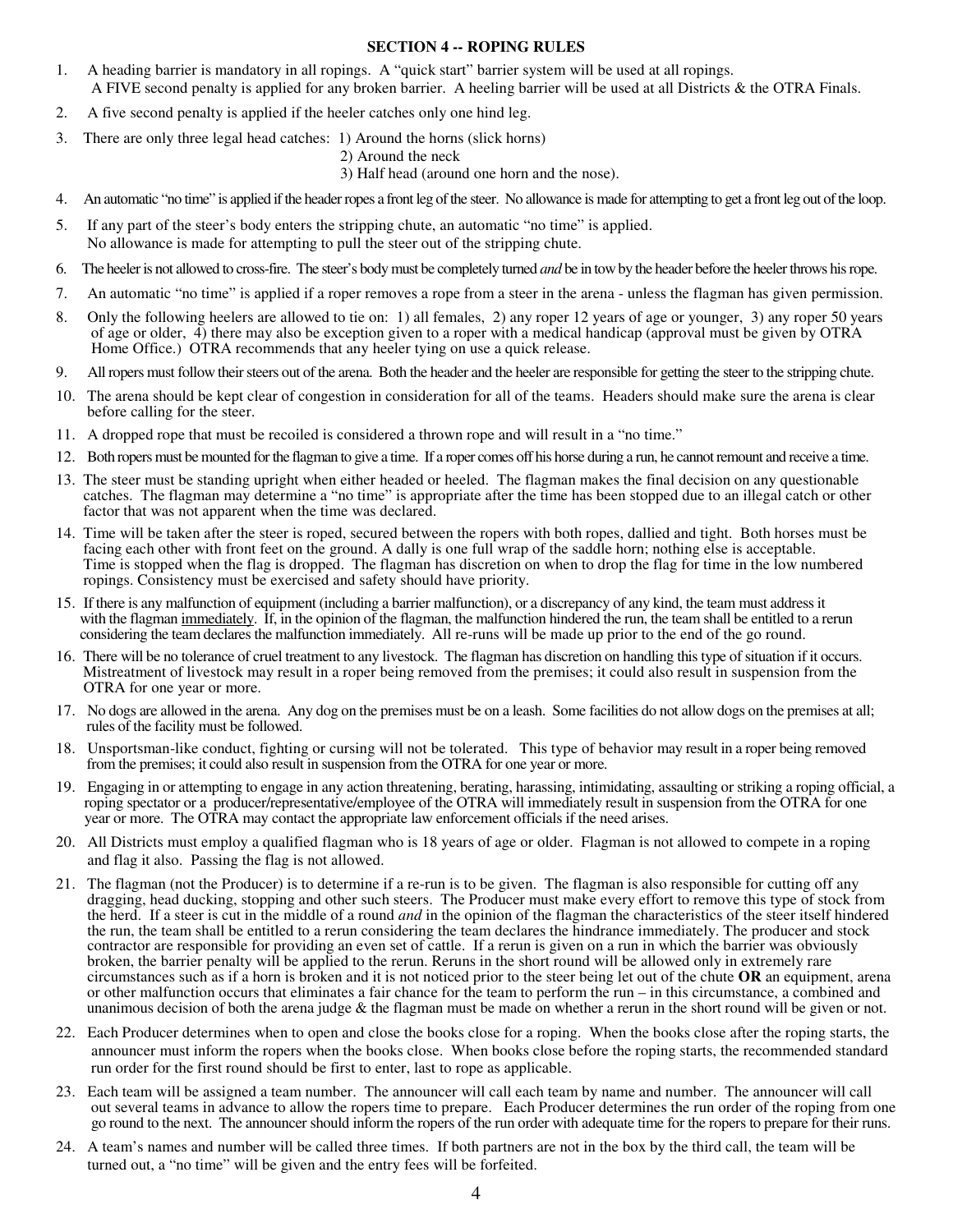## SECTION 4 -- ROPING RULES

1. A heading barrier is mandatory in all ropings. A "quick start" barrier system will be used at all ropings. A FIVE second penalty is applied for any broken barrier. A heeling barrier will be used at all Districts & the OTRA Finals.
2. A five second penalty is applied if the heeler catches only one hind leg.
3. There are only three legal head catches: 1) Around the horns (slick horns)
   2) Around the neck
   3) Half head (around one horn and the nose).
4. An automatic "no time" is applied if the header ropes a front leg of the steer. No allowance is made for attempting to get a front leg out of the loop.
5. If any part of the steer's body enters the stripping chute, an automatic "no time" is applied. No allowance is made for attempting to pull the steer out of the stripping chute.
6. The heeler is not allowed to cross-fire. The steer's body must be completely turned *and* be in tow by the header before the heeler throws his rope.
7. An automatic "no time" is applied if a roper removes a rope from a steer in the arena - unless the flagman has given permission.
8. Only the following heelers are allowed to tie on: 1) all females, 2) any roper 12 years of age or younger, 3) any roper 50 years of age or older, 4) there may also be exception given to a roper with a medical handicap (approval must be given by OTRA Home Office.) OTRA recommends that any heeler tying on use a quick release.
9. All ropers must follow their steers out of the arena. Both the header and the heeler are responsible for getting the steer to the stripping chute.
10. The arena should be kept clear of congestion in consideration for all of the teams. Headers should make sure the arena is clear before calling for the steer.
11. A dropped rope that must be recoiled is considered a thrown rope and will result in a "no time."
12. Both ropers must be mounted for the flagman to give a time. If a roper comes off his horse during a run, he cannot remount and receive a time.
13. The steer must be standing upright when either headed or heeled. The flagman makes the final decision on any questionable catches. The flagman may determine a "no time" is appropriate after the time has been stopped due to an illegal catch or other factor that was not apparent when the time was declared.
14. Time will be taken after the steer is roped, secured between the ropers with both ropes, dallied and tight. Both horses must be facing each other with front feet on the ground. A dally is one full wrap of the saddle horn; nothing else is acceptable. Time is stopped when the flag is dropped. The flagman has discretion on when to drop the flag for time in the low numbered ropings. Consistency must be exercised and safety should have priority.
15. If there is any malfunction of equipment (including a barrier malfunction), or a discrepancy of any kind, the team must address it with the flagman <u>immediately</u>. If, in the opinion of the flagman, the malfunction hindered the run, the team shall be entitled to a rerun considering the team declares the malfunction immediately. All re-runs will be made up prior to the end of the go round.
16. There will be no tolerance of cruel treatment to any livestock. The flagman has discretion on handling this type of situation if it occurs. Mistreatment of livestock may result in a roper being removed from the premises; it could also result in suspension from the OTRA for one year or more.
17. No dogs are allowed in the arena. Any dog on the premises must be on a leash. Some facilities do not allow dogs on the premises at all; rules of the facility must be followed.
18. Unsportsman-like conduct, fighting or cursing will not be tolerated. This type of behavior may result in a roper being removed from the premises; it could also result in suspension from the OTRA for one year or more.
19. Engaging in or attempting to engage in any action threatening, berating, harassing, intimidating, assaulting or striking a roping official, a roping spectator or a producer/representative/employee of the OTRA will immediately result in suspension from the OTRA for one year or more. The OTRA may contact the appropriate law enforcement officials if the need arises.
20. All Districts must employ a qualified flagman who is 18 years of age or older. Flagman is not allowed to compete in a roping and flag it also. Passing the flag is not allowed.
21. The flagman (not the Producer) is to determine if a re-run is to be given. The flagman is also responsible for cutting off any dragging, head ducking, stopping and other such steers. The Producer must make every effort to remove this type of stock from the herd. If a steer is cut in the middle of a round *and* in the opinion of the flagman the characteristics of the steer itself hindered the run, the team shall be entitled to a rerun considering the team declares the hindrance immediately. The producer and stock contractor are responsible for providing an even set of cattle. If a rerun is given on a run in which the barrier was obviously broken, the barrier penalty will be applied to the rerun. Reruns in the short round will be allowed only in extremely rare circumstances such as if a horn is broken and it is not noticed prior to the steer being let out of the chute **OR** an equipment, arena or other malfunction occurs that eliminates a fair chance for the team to perform the run – in this circumstance, a combined and unanimous decision of both the arena judge & the flagman must be made on whether a rerun in the short round will be given or not.
22. Each Producer determines when to open and close the books close for a roping. When the books close after the roping starts, the announcer must inform the ropers when the books close. When books close before the roping starts, the recommended standard run order for the first round should be first to enter, last to rope as applicable.
23. Each team will be assigned a team number. The announcer will call each team by name and number. The announcer will call out several teams in advance to allow the ropers time to prepare. Each Producer determines the run order of the roping from one go round to the next. The announcer should inform the ropers of the run order with adequate time for the ropers to prepare for their runs.
24. A team's names and number will be called three times. If both partners are not in the box by the third call, the team will be turned out, a "no time" will be given and the entry fees will be forfeited.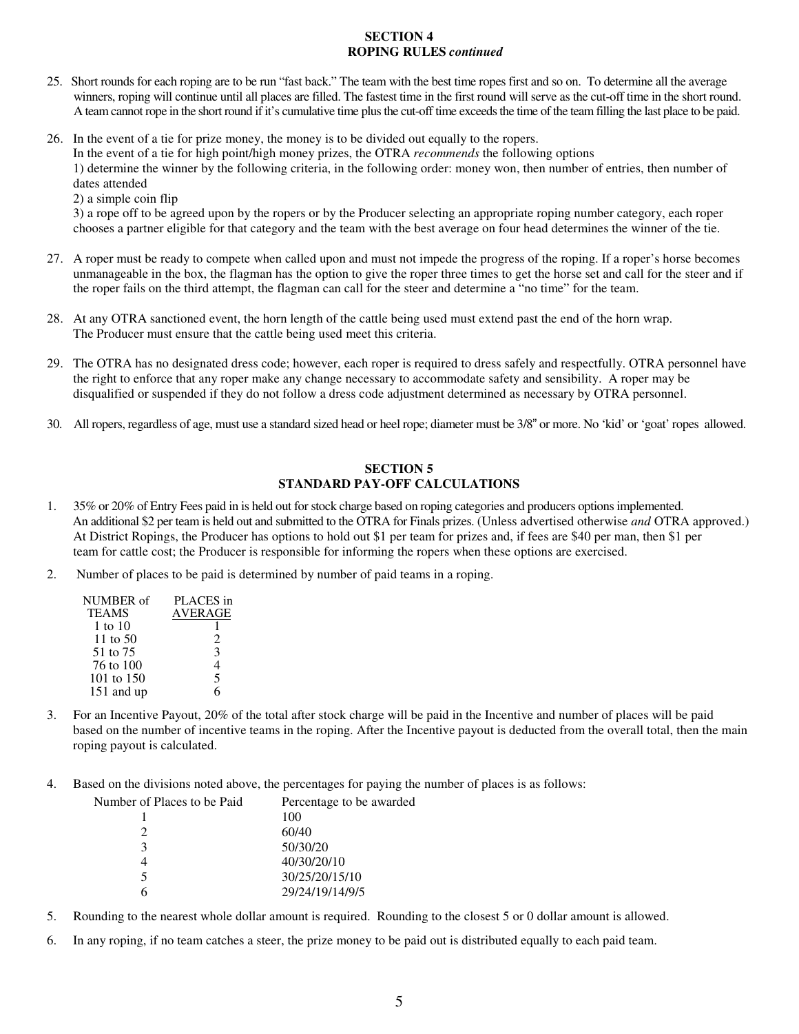## SECTION 4
### ROPING RULES *continued*

25. Short rounds for each roping are to be run "fast back." The team with the best time ropes first and so on. To determine all the average winners, roping will continue until all places are filled. The fastest time in the first round will serve as the cut-off time in the short round. A team cannot rope in the short round if it's cumulative time plus the cut-off time exceeds the time of the team filling the last place to be paid.

26. In the event of a tie for prize money, the money is to be divided out equally to the ropers.
    In the event of a tie for high point/high money prizes, the OTRA *recommends* the following options
    1) determine the winner by the following criteria, in the following order: money won, then number of entries, then number of dates attended
    2) a simple coin flip
    3) a rope off to be agreed upon by the ropers or by the Producer selecting an appropriate roping number category, each roper chooses a partner eligible for that category and the team with the best average on four head determines the winner of the tie.

27. A roper must be ready to compete when called upon and must not impede the progress of the roping. If a roper's horse becomes unmanageable in the box, the flagman has the option to give the roper three times to get the horse set and call for the steer and if the roper fails on the third attempt, the flagman can call for the steer and determine a "no time" for the team.

28. At any OTRA sanctioned event, the horn length of the cattle being used must extend past the end of the horn wrap. The Producer must ensure that the cattle being used meet this criteria.

29. The OTRA has no designated dress code; however, each roper is required to dress safely and respectfully. OTRA personnel have the right to enforce that any roper make any change necessary to accommodate safety and sensibility. A roper may be disqualified or suspended if they do not follow a dress code adjustment determined as necessary by OTRA personnel.

30. All ropers, regardless of age, must use a standard sized head or heel rope; diameter must be 3/8" or more. No 'kid' or 'goat' ropes allowed.

## SECTION 5
### STANDARD PAY-OFF CALCULATIONS

1. 35% or 20% of Entry Fees paid in is held out for stock charge based on roping categories and producers options implemented. An additional $2 per team is held out and submitted to the OTRA for Finals prizes. (Unless advertised otherwise *and* OTRA approved.) At District Ropings, the Producer has options to hold out $1 per team for prizes and, if fees are $40 per man, then $1 per team for cattle cost; the Producer is responsible for informing the ropers when these options are exercised.

2. Number of places to be paid is determined by number of paid teams in a roping.

| NUMBER of TEAMS | PLACES in AVERAGE |
|---|---|
| 1 to 10 | 1 |
| 11 to 50 | 2 |
| 51 to 75 | 3 |
| 76 to 100 | 4 |
| 101 to 150 | 5 |
| 151 and up | 6 |

3. For an Incentive Payout, 20% of the total after stock charge will be paid in the Incentive and number of places will be paid based on the number of incentive teams in the roping. After the Incentive payout is deducted from the overall total, then the main roping payout is calculated.

4. Based on the divisions noted above, the percentages for paying the number of places is as follows:

| Number of Places to be Paid | Percentage to be awarded |
|---|---|
| 1 | 100 |
| 2 | 60/40 |
| 3 | 50/30/20 |
| 4 | 40/30/20/10 |
| 5 | 30/25/20/15/10 |
| 6 | 29/24/19/14/9/5 |

5. Rounding to the nearest whole dollar amount is required. Rounding to the closest 5 or 0 dollar amount is allowed.

6. In any roping, if no team catches a steer, the prize money to be paid out is distributed equally to each paid team.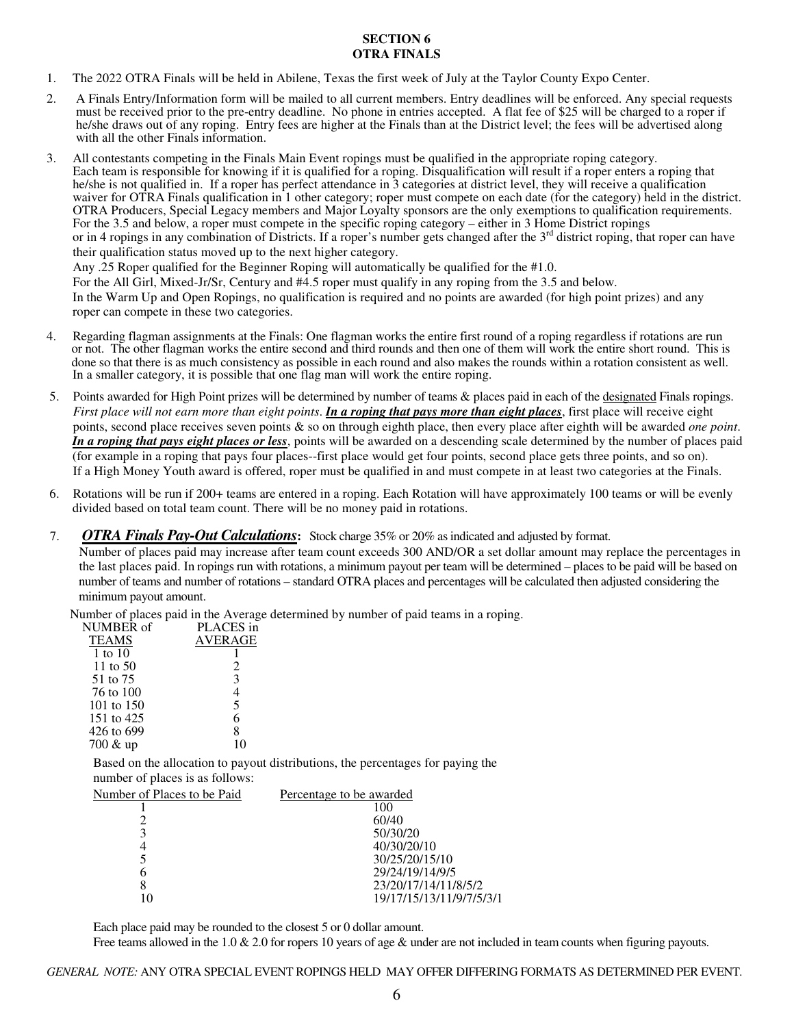## SECTION 6
## OTRA FINALS

1. The 2022 OTRA Finals will be held in Abilene, Texas the first week of July at the Taylor County Expo Center.

2. A Finals Entry/Information form will be mailed to all current members. Entry deadlines will be enforced. Any special requests must be received prior to the pre-entry deadline. No phone in entries accepted. A flat fee of $25 will be charged to a roper if he/she draws out of any roping. Entry fees are higher at the Finals than at the District level; the fees will be advertised along with all the other Finals information.

3. All contestants competing in the Finals Main Event ropings must be qualified in the appropriate roping category. Each team is responsible for knowing if it is qualified for a roping. Disqualification will result if a roper enters a roping that he/she is not qualified in. If a roper has perfect attendance in 3 categories at district level, they will receive a qualification waiver for OTRA Finals qualification in 1 other category; roper must compete on each date (for the category) held in the district. OTRA Producers, Special Legacy members and Major Loyalty sponsors are the only exemptions to qualification requirements. For the 3.5 and below, a roper must compete in the specific roping category – either in 3 Home District ropings or in 4 ropings in any combination of Districts. If a roper's number gets changed after the 3rd district roping, that roper can have their qualification status moved up to the next higher category.

   Any .25 Roper qualified for the Beginner Roping will automatically be qualified for the #1.0.

   For the All Girl, Mixed-Jr/Sr, Century and #4.5 roper must qualify in any roping from the 3.5 and below.

   In the Warm Up and Open Ropings, no qualification is required and no points are awarded (for high point prizes) and any roper can compete in these two categories.

4. Regarding flagman assignments at the Finals: One flagman works the entire first round of a roping regardless if rotations are run or not. The other flagman works the entire second and third rounds and then one of them will work the entire short round. This is done so that there is as much consistency as possible in each round and also makes the rounds within a rotation consistent as well. In a smaller category, it is possible that one flag man will work the entire roping.

5. Points awarded for High Point prizes will be determined by number of teams & places paid in each of the designated Finals ropings. *First place will not earn more than eight points*. ***In a roping that pays more than eight places***, first place will receive eight points, second place receives seven points & so on through eighth place, then every place after eighth will be awarded *one point*. ***In a roping that pays eight places or less***, points will be awarded on a descending scale determined by the number of places paid (for example in a roping that pays four places--first place would get four points, second place gets three points, and so on). If a High Money Youth award is offered, roper must be qualified in and must compete in at least two categories at the Finals.

6. Rotations will be run if 200+ teams are entered in a roping. Each Rotation will have approximately 100 teams or will be evenly divided based on total team count. There will be no money paid in rotations.

7. ***OTRA Finals Pay-Out Calculations*:** Stock charge 35% or 20% as indicated and adjusted by format. Number of places paid may increase after team count exceeds 300 AND/OR a set dollar amount may replace the percentages in the last places paid. In ropings run with rotations, a minimum payout per team will be determined – places to be paid will be based on number of teams and number of rotations – standard OTRA places and percentages will be calculated then adjusted considering the minimum payout amount.

Number of places paid in the Average determined by number of paid teams in a roping.

| NUMBER of TEAMS | PLACES in AVERAGE |
|---|---|
| 1 to 10 | 1 |
| 11 to 50 | 2 |
| 51 to 75 | 3 |
| 76 to 100 | 4 |
| 101 to 150 | 5 |
| 151 to 425 | 6 |
| 426 to 699 | 8 |
| 700 & up | 10 |

Based on the allocation to payout distributions, the percentages for paying the number of places is as follows:

| Number of Places to be Paid | Percentage to be awarded |
|---|---|
| 1 | 100 |
| 2 | 60/40 |
| 3 | 50/30/20 |
| 4 | 40/30/20/10 |
| 5 | 30/25/20/15/10 |
| 6 | 29/24/19/14/9/5 |
| 8 | 23/20/17/14/11/8/5/2 |
| 10 | 19/17/15/13/11/9/7/5/3/1 |

Each place paid may be rounded to the closest 5 or 0 dollar amount.

Free teams allowed in the 1.0 & 2.0 for ropers 10 years of age & under are not included in team counts when figuring payouts.

*GENERAL NOTE:* ANY OTRA SPECIAL EVENT ROPINGS HELD MAY OFFER DIFFERING FORMATS AS DETERMINED PER EVENT.